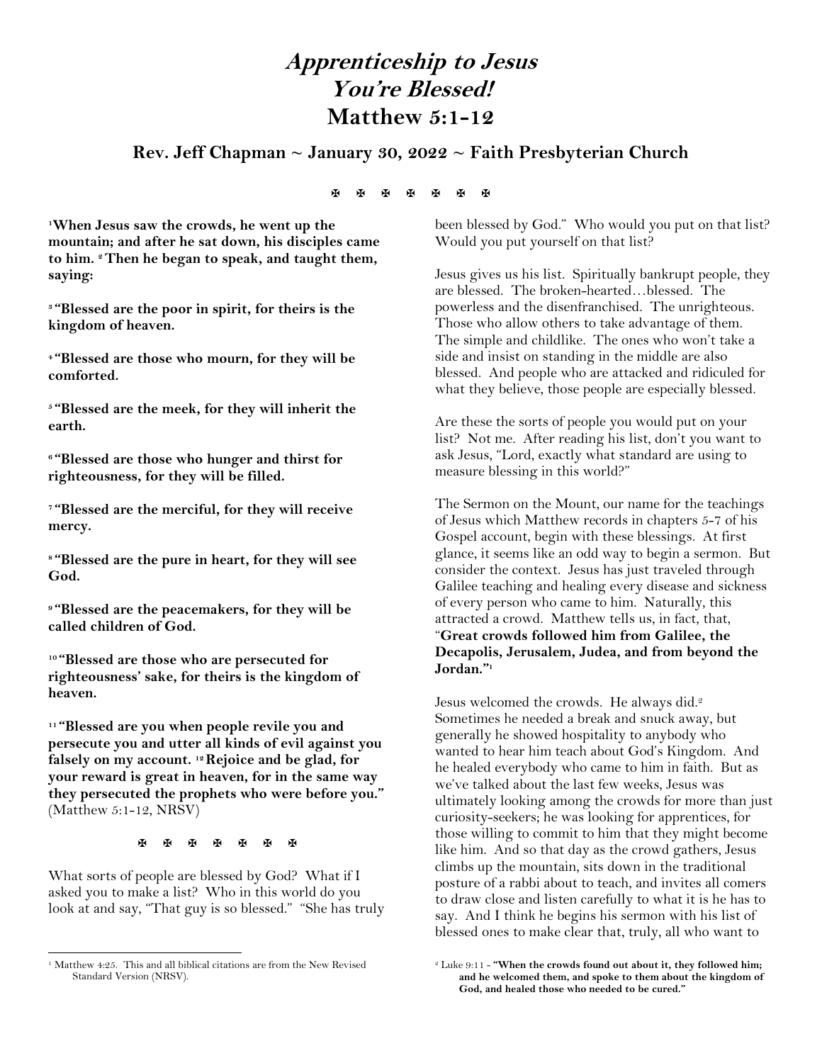# *Apprenticeship to Jesus*
# *You're Blessed!*
# Matthew 5:1-12

## Rev. Jeff Chapman ~ January 30, 2022 ~ Faith Presbyterian Church

✠ ✠ ✠ ✠ ✠ ✠ ✠

[1]**When Jesus saw the crowds, he went up the mountain; and after he sat down, his disciples came to him.** [2]**Then he began to speak, and taught them, saying:**

[3]**"Blessed are the poor in spirit, for theirs is the kingdom of heaven.**

[4]**"Blessed are those who mourn, for they will be comforted.**

[5]**"Blessed are the meek, for they will inherit the earth.**

[6]**"Blessed are those who hunger and thirst for righteousness, for they will be filled.**

[7]**"Blessed are the merciful, for they will receive mercy.**

[8]**"Blessed are the pure in heart, for they will see God.**

[9]**"Blessed are the peacemakers, for they will be called children of God.**

[10]**"Blessed are those who are persecuted for righteousness' sake, for theirs is the kingdom of heaven.**

[11]**"Blessed are you when people revile you and persecute you and utter all kinds of evil against you falsely on my account.** [12]**Rejoice and be glad, for your reward is great in heaven, for in the same way they persecuted the prophets who were before you."** (Matthew 5:1-12, NRSV)

✠ ✠ ✠ ✠ ✠ ✠ ✠

What sorts of people are blessed by God? What if I asked you to make a list? Who in this world do you look at and say, "That guy is so blessed." "She has truly been blessed by God." Who would you put on that list? Would you put yourself on that list?

Jesus gives us his list. Spiritually bankrupt people, they are blessed. The broken-hearted…blessed. The powerless and the disenfranchised. The unrighteous. Those who allow others to take advantage of them. The simple and childlike. The ones who won't take a side and insist on standing in the middle are also blessed. And people who are attacked and ridiculed for what they believe, those people are especially blessed.

Are these the sorts of people you would put on your list? Not me. After reading his list, don't you want to ask Jesus, "Lord, exactly what standard are using to measure blessing in this world?"

The Sermon on the Mount, our name for the teachings of Jesus which Matthew records in chapters 5-7 of his Gospel account, begin with these blessings. At first glance, it seems like an odd way to begin a sermon. But consider the context. Jesus has just traveled through Galilee teaching and healing every disease and sickness of every person who came to him. Naturally, this attracted a crowd. Matthew tells us, in fact, that, "**Great crowds followed him from Galilee, the Decapolis, Jerusalem, Judea, and from beyond the Jordan."**[1]

Jesus welcomed the crowds. He always did.[2] Sometimes he needed a break and snuck away, but generally he showed hospitality to anybody who wanted to hear him teach about God's Kingdom. And he healed everybody who came to him in faith. But as we've talked about the last few weeks, Jesus was ultimately looking among the crowds for more than just curiosity-seekers; he was looking for apprentices, for those willing to commit to him that they might become like him. And so that day as the crowd gathers, Jesus climbs up the mountain, sits down in the traditional posture of a rabbi about to teach, and invites all comers to draw close and listen carefully to what it is he has to say. And I think he begins his sermon with his list of blessed ones to make clear that, truly, all who want to

---

[1] Matthew 4:25. This and all biblical citations are from the New Revised Standard Version (NRSV).

[2] Luke 9:11 - **"When the crowds found out about it, they followed him; and he welcomed them, and spoke to them about the kingdom of God, and healed those who needed to be cured."**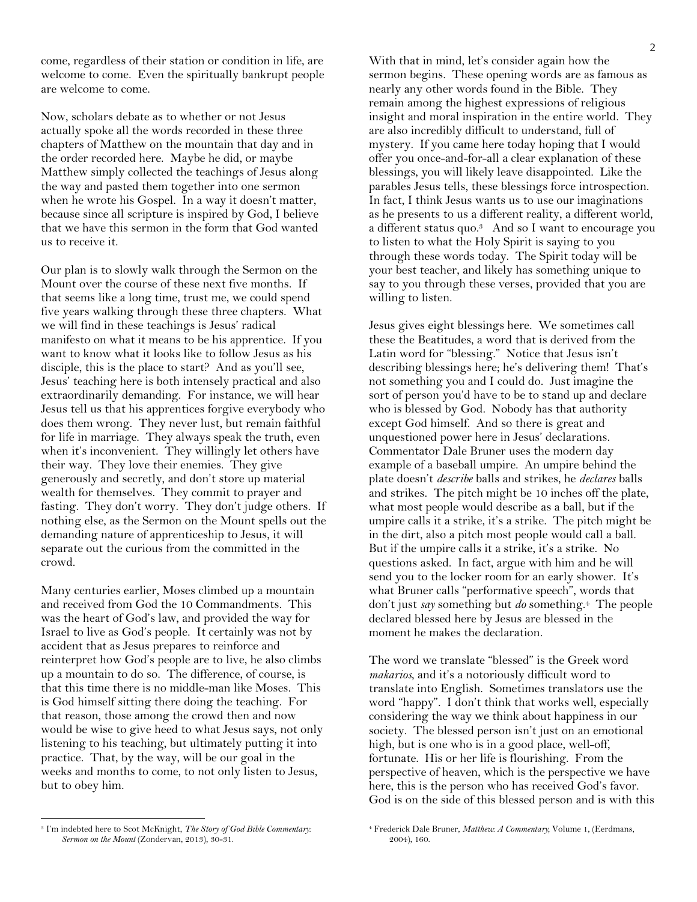come, regardless of their station or condition in life, are welcome to come. Even the spiritually bankrupt people are welcome to come.

Now, scholars debate as to whether or not Jesus actually spoke all the words recorded in these three chapters of Matthew on the mountain that day and in the order recorded here. Maybe he did, or maybe Matthew simply collected the teachings of Jesus along the way and pasted them together into one sermon when he wrote his Gospel. In a way it doesn't matter, because since all scripture is inspired by God, I believe that we have this sermon in the form that God wanted us to receive it.

Our plan is to slowly walk through the Sermon on the Mount over the course of these next five months. If that seems like a long time, trust me, we could spend five years walking through these three chapters. What we will find in these teachings is Jesus' radical manifesto on what it means to be his apprentice. If you want to know what it looks like to follow Jesus as his disciple, this is the place to start? And as you'll see, Jesus' teaching here is both intensely practical and also extraordinarily demanding. For instance, we will hear Jesus tell us that his apprentices forgive everybody who does them wrong. They never lust, but remain faithful for life in marriage. They always speak the truth, even when it's inconvenient. They willingly let others have their way. They love their enemies. They give generously and secretly, and don't store up material wealth for themselves. They commit to prayer and fasting. They don't worry. They don't judge others. If nothing else, as the Sermon on the Mount spells out the demanding nature of apprenticeship to Jesus, it will separate out the curious from the committed in the crowd.

Many centuries earlier, Moses climbed up a mountain and received from God the 10 Commandments. This was the heart of God's law, and provided the way for Israel to live as God's people. It certainly was not by accident that as Jesus prepares to reinforce and reinterpret how God's people are to live, he also climbs up a mountain to do so. The difference, of course, is that this time there is no middle-man like Moses. This is God himself sitting there doing the teaching. For that reason, those among the crowd then and now would be wise to give heed to what Jesus says, not only listening to his teaching, but ultimately putting it into practice. That, by the way, will be our goal in the weeks and months to come, to not only listen to Jesus, but to obey him.

With that in mind, let's consider again how the sermon begins. These opening words are as famous as nearly any other words found in the Bible. They remain among the highest expressions of religious insight and moral inspiration in the entire world. They are also incredibly difficult to understand, full of mystery. If you came here today hoping that I would offer you once-and-for-all a clear explanation of these blessings, you will likely leave disappointed. Like the parables Jesus tells, these blessings force introspection. In fact, I think Jesus wants us to use our imaginations as he presents to us a different reality, a different world, a different status quo.[3] And so I want to encourage you to listen to what the Holy Spirit is saying to you through these words today. The Spirit today will be your best teacher, and likely has something unique to say to you through these verses, provided that you are willing to listen.

Jesus gives eight blessings here. We sometimes call these the Beatitudes, a word that is derived from the Latin word for "blessing." Notice that Jesus isn't describing blessings here; he's delivering them! That's not something you and I could do. Just imagine the sort of person you'd have to be to stand up and declare who is blessed by God. Nobody has that authority except God himself. And so there is great and unquestioned power here in Jesus' declarations. Commentator Dale Bruner uses the modern day example of a baseball umpire. An umpire behind the plate doesn't *describe* balls and strikes, he *declares* balls and strikes. The pitch might be 10 inches off the plate, what most people would describe as a ball, but if the umpire calls it a strike, it's a strike. The pitch might be in the dirt, also a pitch most people would call a ball. But if the umpire calls it a strike, it's a strike. No questions asked. In fact, argue with him and he will send you to the locker room for an early shower. It's what Bruner calls "performative speech", words that don't just *say* something but *do* something.[4] The people declared blessed here by Jesus are blessed in the moment he makes the declaration.

The word we translate "blessed" is the Greek word *makarios,* and it's a notoriously difficult word to translate into English. Sometimes translators use the word "happy". I don't think that works well, especially considering the way we think about happiness in our society. The blessed person isn't just on an emotional high, but is one who is in a good place, well-off, fortunate. His or her life is flourishing. From the perspective of heaven, which is the perspective we have here, this is the person who has received God's favor. God is on the side of this blessed person and is with this

---

[3] I'm indebted here to Scot McKnight, *The Story of God Bible Commentary: Sermon on the Mount* (Zondervan, 2013), 30-31.

[4] Frederick Dale Bruner, *Matthew: A Commentary,* Volume 1, (Eerdmans, 2004), 160.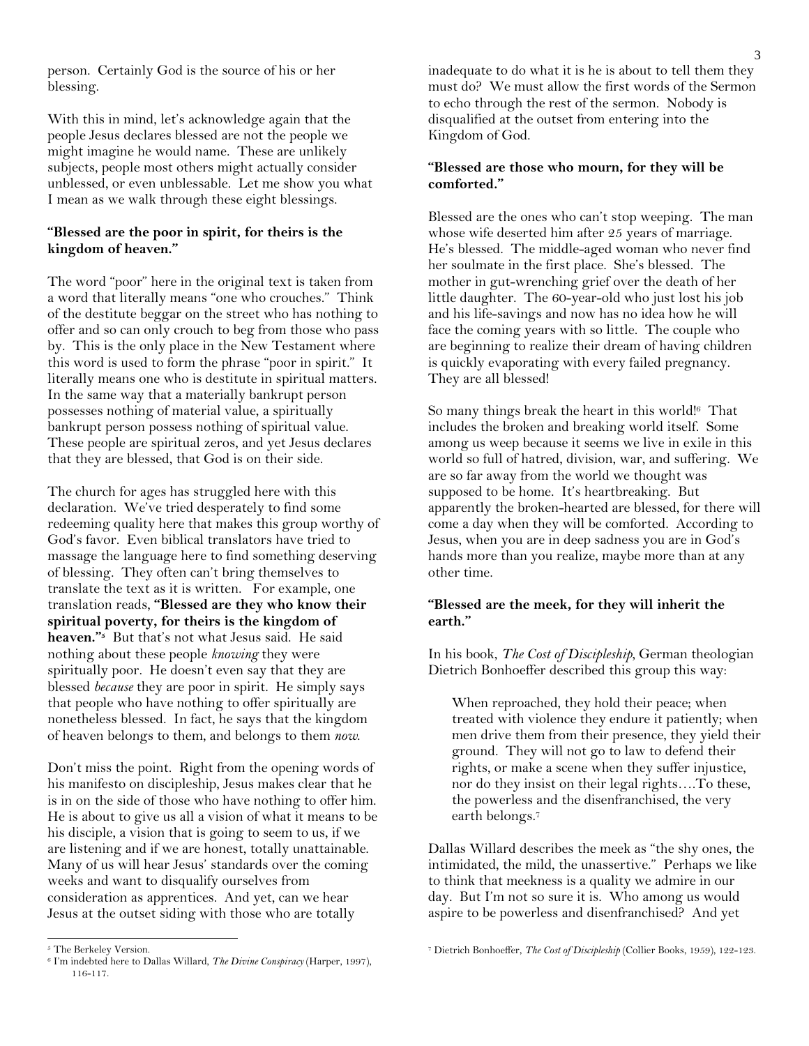person. Certainly God is the source of his or her blessing.

With this in mind, let's acknowledge again that the people Jesus declares blessed are not the people we might imagine he would name. These are unlikely subjects, people most others might actually consider unblessed, or even unblessable. Let me show you what I mean as we walk through these eight blessings.

**"Blessed are the poor in spirit, for theirs is the kingdom of heaven."**

The word "poor" here in the original text is taken from a word that literally means "one who crouches." Think of the destitute beggar on the street who has nothing to offer and so can only crouch to beg from those who pass by. This is the only place in the New Testament where this word is used to form the phrase "poor in spirit." It literally means one who is destitute in spiritual matters. In the same way that a materially bankrupt person possesses nothing of material value, a spiritually bankrupt person possess nothing of spiritual value. These people are spiritual zeros, and yet Jesus declares that they are blessed, that God is on their side.

The church for ages has struggled here with this declaration. We've tried desperately to find some redeeming quality here that makes this group worthy of God's favor. Even biblical translators have tried to massage the language here to find something deserving of blessing. They often can't bring themselves to translate the text as it is written. For example, one translation reads, **"Blessed are they who know their spiritual poverty, for theirs is the kingdom of heaven."**[5] But that's not what Jesus said. He said nothing about these people *knowing* they were spiritually poor. He doesn't even say that they are blessed *because* they are poor in spirit. He simply says that people who have nothing to offer spiritually are nonetheless blessed. In fact, he says that the kingdom of heaven belongs to them, and belongs to them *now.*

Don't miss the point. Right from the opening words of his manifesto on discipleship, Jesus makes clear that he is in on the side of those who have nothing to offer him. He is about to give us all a vision of what it means to be his disciple, a vision that is going to seem to us, if we are listening and if we are honest, totally unattainable. Many of us will hear Jesus' standards over the coming weeks and want to disqualify ourselves from consideration as apprentices. And yet, can we hear Jesus at the outset siding with those who are totally inadequate to do what it is he is about to tell them they must do? We must allow the first words of the Sermon to echo through the rest of the sermon. Nobody is disqualified at the outset from entering into the Kingdom of God.

**"Blessed are those who mourn, for they will be comforted."**

Blessed are the ones who can't stop weeping. The man whose wife deserted him after 25 years of marriage. He's blessed. The middle-aged woman who never find her soulmate in the first place. She's blessed. The mother in gut-wrenching grief over the death of her little daughter. The 60-year-old who just lost his job and his life-savings and now has no idea how he will face the coming years with so little. The couple who are beginning to realize their dream of having children is quickly evaporating with every failed pregnancy. They are all blessed!

So many things break the heart in this world![6] That includes the broken and breaking world itself. Some among us weep because it seems we live in exile in this world so full of hatred, division, war, and suffering. We are so far away from the world we thought was supposed to be home. It's heartbreaking. But apparently the broken-hearted are blessed, for there will come a day when they will be comforted. According to Jesus, when you are in deep sadness you are in God's hands more than you realize, maybe more than at any other time.

**"Blessed are the meek, for they will inherit the earth."**

In his book, *The Cost of Discipleship*, German theologian Dietrich Bonhoeffer described this group this way:

> When reproached, they hold their peace; when treated with violence they endure it patiently; when men drive them from their presence, they yield their ground. They will not go to law to defend their rights, or make a scene when they suffer injustice, nor do they insist on their legal rights….To these, the powerless and the disenfranchised, the very earth belongs.[7]

Dallas Willard describes the meek as "the shy ones, the intimidated, the mild, the unassertive." Perhaps we like to think that meekness is a quality we admire in our day. But I'm not so sure it is. Who among us would aspire to be powerless and disenfranchised? And yet

---

[5] The Berkeley Version.

[6] I'm indebted here to Dallas Willard, *The Divine Conspiracy* (Harper, 1997), 116-117.

[7] Dietrich Bonhoeffer, *The Cost of Discipleship* (Collier Books, 1959), 122-123.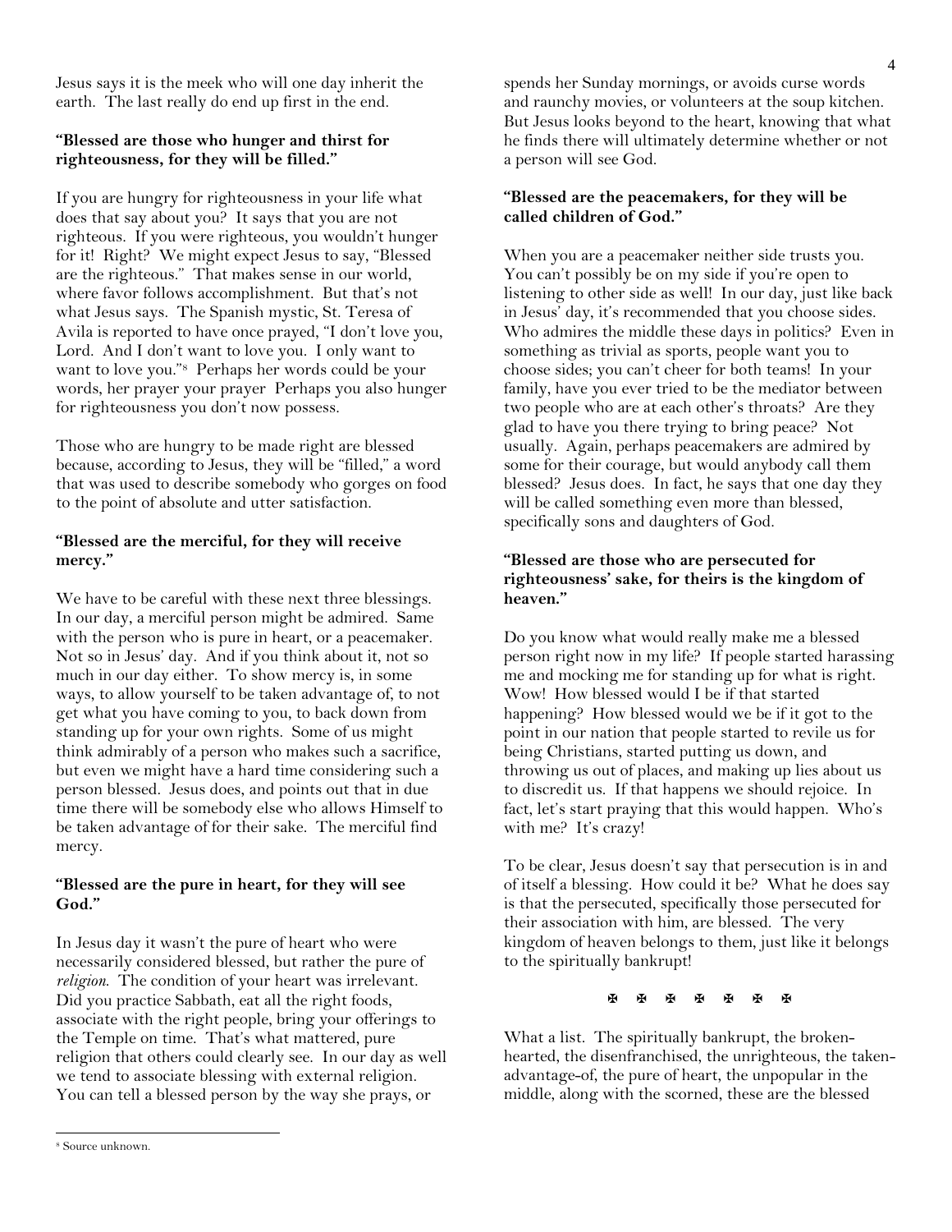Jesus says it is the meek who will one day inherit the earth. The last really do end up first in the end.

**"Blessed are those who hunger and thirst for righteousness, for they will be filled."**

If you are hungry for righteousness in your life what does that say about you? It says that you are not righteous. If you were righteous, you wouldn't hunger for it! Right? We might expect Jesus to say, "Blessed are the righteous." That makes sense in our world, where favor follows accomplishment. But that's not what Jesus says. The Spanish mystic, St. Teresa of Avila is reported to have once prayed, "I don't love you, Lord. And I don't want to love you. I only want to want to love you."[8] Perhaps her words could be your words, her prayer your prayer Perhaps you also hunger for righteousness you don't now possess.

Those who are hungry to be made right are blessed because, according to Jesus, they will be "filled," a word that was used to describe somebody who gorges on food to the point of absolute and utter satisfaction.

**"Blessed are the merciful, for they will receive mercy."**

We have to be careful with these next three blessings. In our day, a merciful person might be admired. Same with the person who is pure in heart, or a peacemaker. Not so in Jesus' day. And if you think about it, not so much in our day either. To show mercy is, in some ways, to allow yourself to be taken advantage of, to not get what you have coming to you, to back down from standing up for your own rights. Some of us might think admirably of a person who makes such a sacrifice, but even we might have a hard time considering such a person blessed. Jesus does, and points out that in due time there will be somebody else who allows Himself to be taken advantage of for their sake. The merciful find mercy.

**"Blessed are the pure in heart, for they will see God."**

In Jesus day it wasn't the pure of heart who were necessarily considered blessed, but rather the pure of *religion*. The condition of your heart was irrelevant. Did you practice Sabbath, eat all the right foods, associate with the right people, bring your offerings to the Temple on time. That's what mattered, pure religion that others could clearly see. In our day as well we tend to associate blessing with external religion. You can tell a blessed person by the way she prays, or spends her Sunday mornings, or avoids curse words and raunchy movies, or volunteers at the soup kitchen. But Jesus looks beyond to the heart, knowing that what he finds there will ultimately determine whether or not a person will see God.

**"Blessed are the peacemakers, for they will be called children of God."**

When you are a peacemaker neither side trusts you. You can't possibly be on my side if you're open to listening to other side as well! In our day, just like back in Jesus' day, it's recommended that you choose sides. Who admires the middle these days in politics? Even in something as trivial as sports, people want you to choose sides; you can't cheer for both teams! In your family, have you ever tried to be the mediator between two people who are at each other's throats? Are they glad to have you there trying to bring peace? Not usually. Again, perhaps peacemakers are admired by some for their courage, but would anybody call them blessed? Jesus does. In fact, he says that one day they will be called something even more than blessed, specifically sons and daughters of God.

**"Blessed are those who are persecuted for righteousness' sake, for theirs is the kingdom of heaven."**

Do you know what would really make me a blessed person right now in my life? If people started harassing me and mocking me for standing up for what is right. Wow! How blessed would I be if that started happening? How blessed would we be if it got to the point in our nation that people started to revile us for being Christians, started putting us down, and throwing us out of places, and making up lies about us to discredit us. If that happens we should rejoice. In fact, let's start praying that this would happen. Who's with me? It's crazy!

To be clear, Jesus doesn't say that persecution is in and of itself a blessing. How could it be? What he does say is that the persecuted, specifically those persecuted for their association with him, are blessed. The very kingdom of heaven belongs to them, just like it belongs to the spiritually bankrupt!

✠ ✠ ✠ ✠ ✠ ✠ ✠

What a list. The spiritually bankrupt, the broken-hearted, the disenfranchised, the unrighteous, the taken-advantage-of, the pure of heart, the unpopular in the middle, along with the scorned, these are the blessed

[8] Source unknown.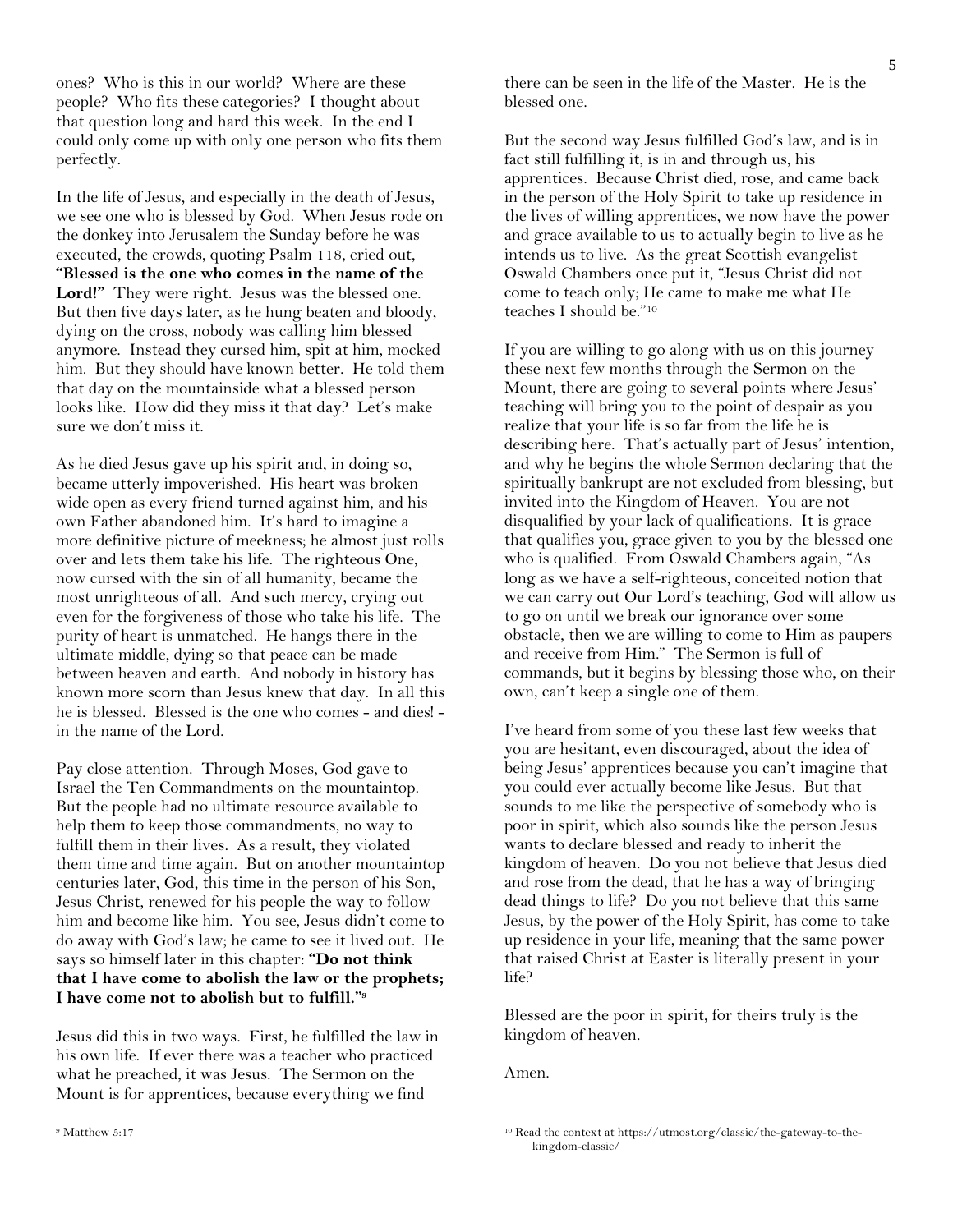ones? Who is this in our world? Where are these people? Who fits these categories? I thought about that question long and hard this week. In the end I could only come up with only one person who fits them perfectly.

In the life of Jesus, and especially in the death of Jesus, we see one who is blessed by God. When Jesus rode on the donkey into Jerusalem the Sunday before he was executed, the crowds, quoting Psalm 118, cried out, **"Blessed is the one who comes in the name of the Lord!"** They were right. Jesus was the blessed one. But then five days later, as he hung beaten and bloody, dying on the cross, nobody was calling him blessed anymore. Instead they cursed him, spit at him, mocked him. But they should have known better. He told them that day on the mountainside what a blessed person looks like. How did they miss it that day? Let's make sure we don't miss it.

As he died Jesus gave up his spirit and, in doing so, became utterly impoverished. His heart was broken wide open as every friend turned against him, and his own Father abandoned him. It's hard to imagine a more definitive picture of meekness; he almost just rolls over and lets them take his life. The righteous One, now cursed with the sin of all humanity, became the most unrighteous of all. And such mercy, crying out even for the forgiveness of those who take his life. The purity of heart is unmatched. He hangs there in the ultimate middle, dying so that peace can be made between heaven and earth. And nobody in history has known more scorn than Jesus knew that day. In all this he is blessed. Blessed is the one who comes - and dies! - in the name of the Lord.

Pay close attention. Through Moses, God gave to Israel the Ten Commandments on the mountaintop. But the people had no ultimate resource available to help them to keep those commandments, no way to fulfill them in their lives. As a result, they violated them time and time again. But on another mountaintop centuries later, God, this time in the person of his Son, Jesus Christ, renewed for his people the way to follow him and become like him. You see, Jesus didn't come to do away with God's law; he came to see it lived out. He says so himself later in this chapter: **"Do not think that I have come to abolish the law or the prophets; I have come not to abolish but to fulfill."[9]**

Jesus did this in two ways. First, he fulfilled the law in his own life. If ever there was a teacher who practiced what he preached, it was Jesus. The Sermon on the Mount is for apprentices, because everything we find there can be seen in the life of the Master. He is the blessed one.

But the second way Jesus fulfilled God's law, and is in fact still fulfilling it, is in and through us, his apprentices. Because Christ died, rose, and came back in the person of the Holy Spirit to take up residence in the lives of willing apprentices, we now have the power and grace available to us to actually begin to live as he intends us to live. As the great Scottish evangelist Oswald Chambers once put it, "Jesus Christ did not come to teach only; He came to make me what He teaches I should be."[10]

If you are willing to go along with us on this journey these next few months through the Sermon on the Mount, there are going to several points where Jesus' teaching will bring you to the point of despair as you realize that your life is so far from the life he is describing here. That's actually part of Jesus' intention, and why he begins the whole Sermon declaring that the spiritually bankrupt are not excluded from blessing, but invited into the Kingdom of Heaven. You are not disqualified by your lack of qualifications. It is grace that qualifies you, grace given to you by the blessed one who is qualified. From Oswald Chambers again, "As long as we have a self-righteous, conceited notion that we can carry out Our Lord's teaching, God will allow us to go on until we break our ignorance over some obstacle, then we are willing to come to Him as paupers and receive from Him." The Sermon is full of commands, but it begins by blessing those who, on their own, can't keep a single one of them.

I've heard from some of you these last few weeks that you are hesitant, even discouraged, about the idea of being Jesus' apprentices because you can't imagine that you could ever actually become like Jesus. But that sounds to me like the perspective of somebody who is poor in spirit, which also sounds like the person Jesus wants to declare blessed and ready to inherit the kingdom of heaven. Do you not believe that Jesus died and rose from the dead, that he has a way of bringing dead things to life? Do you not believe that this same Jesus, by the power of the Holy Spirit, has come to take up residence in your life, meaning that the same power that raised Christ at Easter is literally present in your life?

Blessed are the poor in spirit, for theirs truly is the kingdom of heaven.

Amen.

---

[9] Matthew 5:17

[10] Read the context at https://utmost.org/classic/the-gateway-to-the-kingdom-classic/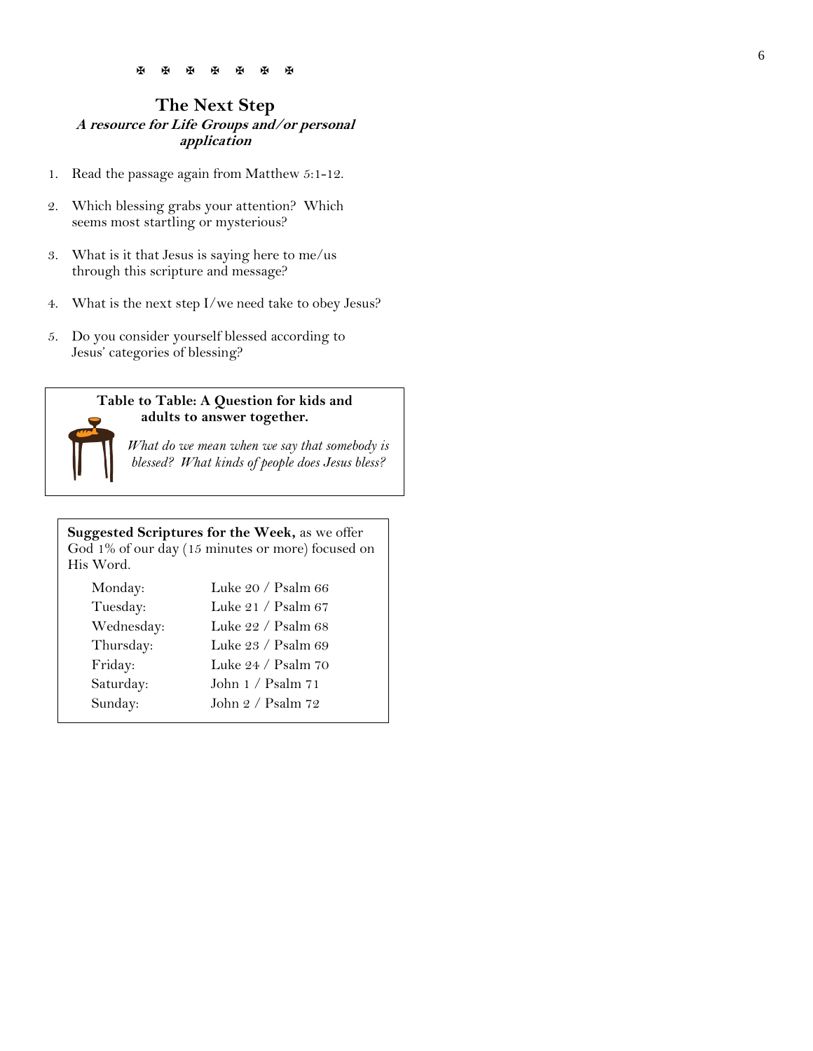✠ ✠ ✠ ✠ ✠ ✠ ✠

## The Next Step

***A resource for Life Groups and/or personal application***

1. Read the passage again from Matthew 5:1-12.
2. Which blessing grabs your attention? Which seems most startling or mysterious?
3. What is it that Jesus is saying here to me/us through this scripture and message?
4. What is the next step I/we need take to obey Jesus?
5. Do you consider yourself blessed according to Jesus' categories of blessing?

**Table to Table: A Question for kids and adults to answer together.**

*What do we mean when we say that somebody is blessed? What kinds of people does Jesus bless?*

**Suggested Scriptures for the Week,** as we offer God 1% of our day (15 minutes or more) focused on His Word.

| | |
|---|---|
| Monday: | Luke 20 / Psalm 66 |
| Tuesday: | Luke 21 / Psalm 67 |
| Wednesday: | Luke 22 / Psalm 68 |
| Thursday: | Luke 23 / Psalm 69 |
| Friday: | Luke 24 / Psalm 70 |
| Saturday: | John 1 / Psalm 71 |
| Sunday: | John 2 / Psalm 72 |